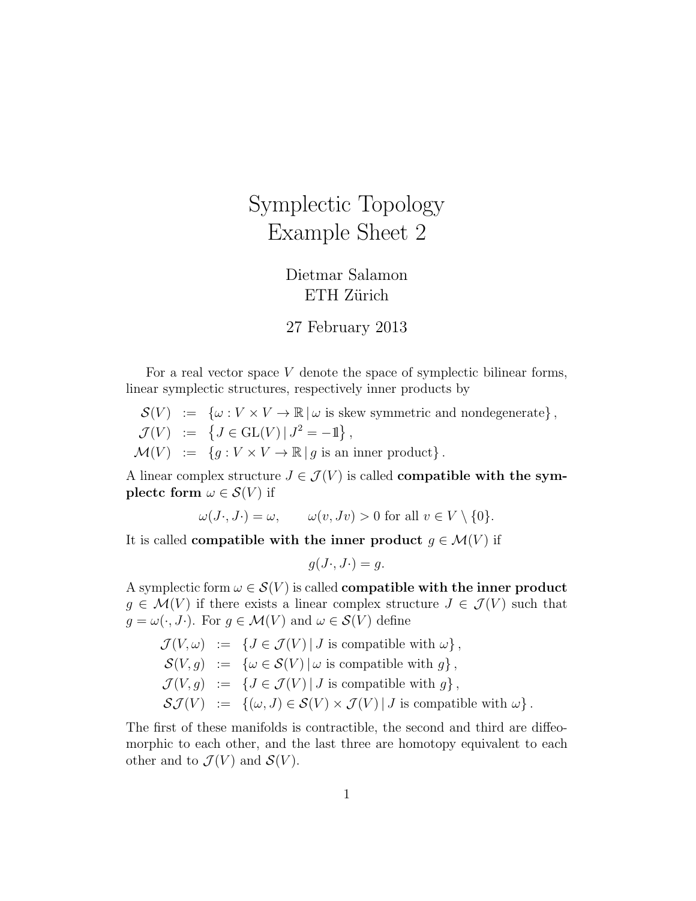# Symplectic Topology
# Example Sheet 2

Dietmar Salamon
ETH Zürich

27 February 2013

For a real vector space $V$ denote the space of symplectic bilinear forms, linear symplectic structures, respectively inner products by

$$
\begin{aligned}
\mathcal{S}(V) &:= \{\omega : V \times V \to \mathbb{R} \,|\, \omega \text{ is skew symmetric and nondegenerate}\}, \\
\mathcal{J}(V) &:= \left\{J \in \mathrm{GL}(V) \,|\, J^2 = -\mathbb{1}\right\}, \\
\mathcal{M}(V) &:= \{g : V \times V \to \mathbb{R} \,|\, g \text{ is an inner product}\}.
\end{aligned}
$$

A linear complex structure $J \in \mathcal{J}(V)$ is called **compatible with the symplectc form** $\omega \in \mathcal{S}(V)$ if

$$
\omega(J\cdot, J\cdot) = \omega, \qquad \omega(v, Jv) > 0 \text{ for all } v \in V \setminus \{0\}.
$$

It is called **compatible with the inner product** $g \in \mathcal{M}(V)$ if

$$
g(J\cdot, J\cdot) = g.
$$

A symplectic form $\omega \in \mathcal{S}(V)$ is called **compatible with the inner product** $g \in \mathcal{M}(V)$ if there exists a linear complex structure $J \in \mathcal{J}(V)$ such that $g = \omega(\cdot, J\cdot)$. For $g \in \mathcal{M}(V)$ and $\omega \in \mathcal{S}(V)$ define

$$
\begin{aligned}
\mathcal{J}(V, \omega) &:= \{J \in \mathcal{J}(V) \,|\, J \text{ is compatible with } \omega\}, \\
\mathcal{S}(V, g) &:= \{\omega \in \mathcal{S}(V) \,|\, \omega \text{ is compatible with } g\}, \\
\mathcal{J}(V, g) &:= \{J \in \mathcal{J}(V) \,|\, J \text{ is compatible with } g\}, \\
\mathcal{SJ}(V) &:= \{(\omega, J) \in \mathcal{S}(V) \times \mathcal{J}(V) \,|\, J \text{ is compatible with } \omega\}.
\end{aligned}
$$

The first of these manifolds is contractible, the second and third are diffeomorphic to each other, and the last three are homotopy equivalent to each other and to $\mathcal{J}(V)$ and $\mathcal{S}(V)$.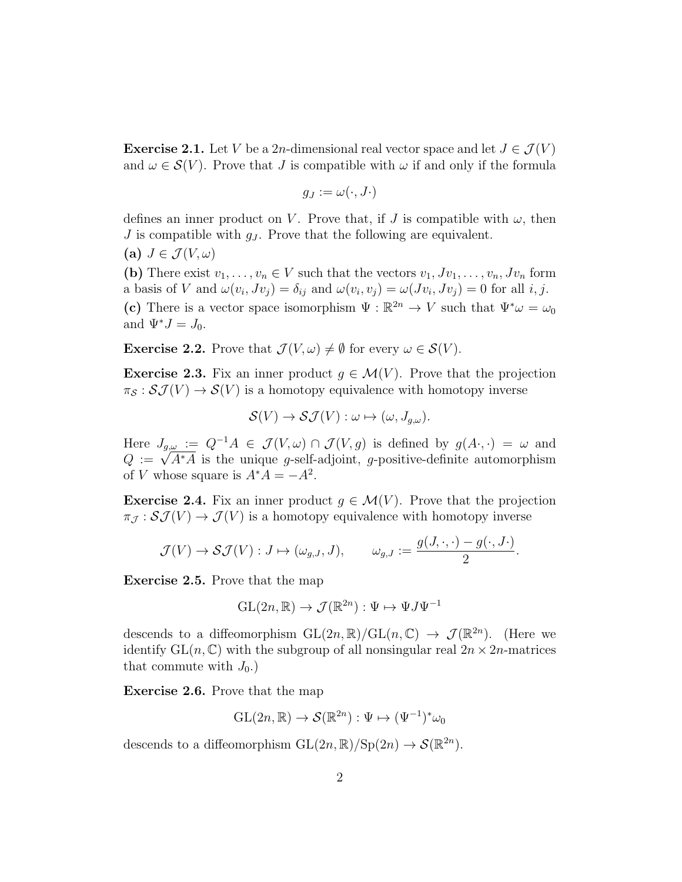**Exercise 2.1.** Let $V$ be a $2n$-dimensional real vector space and let $J \in \mathcal{J}(V)$ and $\omega \in \mathcal{S}(V)$. Prove that $J$ is compatible with $\omega$ if and only if the formula

$$g_J := \omega(\cdot, J\cdot)$$

defines an inner product on $V$. Prove that, if $J$ is compatible with $\omega$, then $J$ is compatible with $g_J$. Prove that the following are equivalent.

**(a)** $J \in \mathcal{J}(V, \omega)$

**(b)** There exist $v_1, \ldots, v_n \in V$ such that the vectors $v_1, Jv_1, \ldots, v_n, Jv_n$ form a basis of $V$ and $\omega(v_i, Jv_j) = \delta_{ij}$ and $\omega(v_i, v_j) = \omega(Jv_i, Jv_j) = 0$ for all $i, j$.

**(c)** There is a vector space isomorphism $\Psi : \mathbb{R}^{2n} \to V$ such that $\Psi^*\omega = \omega_0$ and $\Psi^*J = J_0$.

**Exercise 2.2.** Prove that $\mathcal{J}(V, \omega) \neq \emptyset$ for every $\omega \in \mathcal{S}(V)$.

**Exercise 2.3.** Fix an inner product $g \in \mathcal{M}(V)$. Prove that the projection $\pi_{\mathcal{S}} : \mathcal{SJ}(V) \to \mathcal{S}(V)$ is a homotopy equivalence with homotopy inverse

$$\mathcal{S}(V) \to \mathcal{SJ}(V) : \omega \mapsto (\omega, J_{g,\omega}).$$

Here $J_{g,\omega} := Q^{-1}A \in \mathcal{J}(V, \omega) \cap \mathcal{J}(V, g)$ is defined by $g(A\cdot, \cdot) = \omega$ and $Q := \sqrt{A^*A}$ is the unique $g$-self-adjoint, $g$-positive-definite automorphism of $V$ whose square is $A^*A = -A^2$.

**Exercise 2.4.** Fix an inner product $g \in \mathcal{M}(V)$. Prove that the projection $\pi_{\mathcal{J}} : \mathcal{SJ}(V) \to \mathcal{J}(V)$ is a homotopy equivalence with homotopy inverse

$$\mathcal{J}(V) \to \mathcal{SJ}(V) : J \mapsto (\omega_{g,J}, J), \qquad \omega_{g,J} := \frac{g(J, \cdot, \cdot) - g(\cdot, J\cdot)}{2}.$$

**Exercise 2.5.** Prove that the map

$$\mathrm{GL}(2n, \mathbb{R}) \to \mathcal{J}(\mathbb{R}^{2n}) : \Psi \mapsto \Psi J \Psi^{-1}$$

descends to a diffeomorphism $\mathrm{GL}(2n, \mathbb{R})/\mathrm{GL}(n, \mathbb{C}) \to \mathcal{J}(\mathbb{R}^{2n})$. (Here we identify $\mathrm{GL}(n, \mathbb{C})$ with the subgroup of all nonsingular real $2n \times 2n$-matrices that commute with $J_0$.)

**Exercise 2.6.** Prove that the map

$$\mathrm{GL}(2n, \mathbb{R}) \to \mathcal{S}(\mathbb{R}^{2n}) : \Psi \mapsto (\Psi^{-1})^*\omega_0$$

descends to a diffeomorphism $\mathrm{GL}(2n, \mathbb{R})/\mathrm{Sp}(2n) \to \mathcal{S}(\mathbb{R}^{2n})$.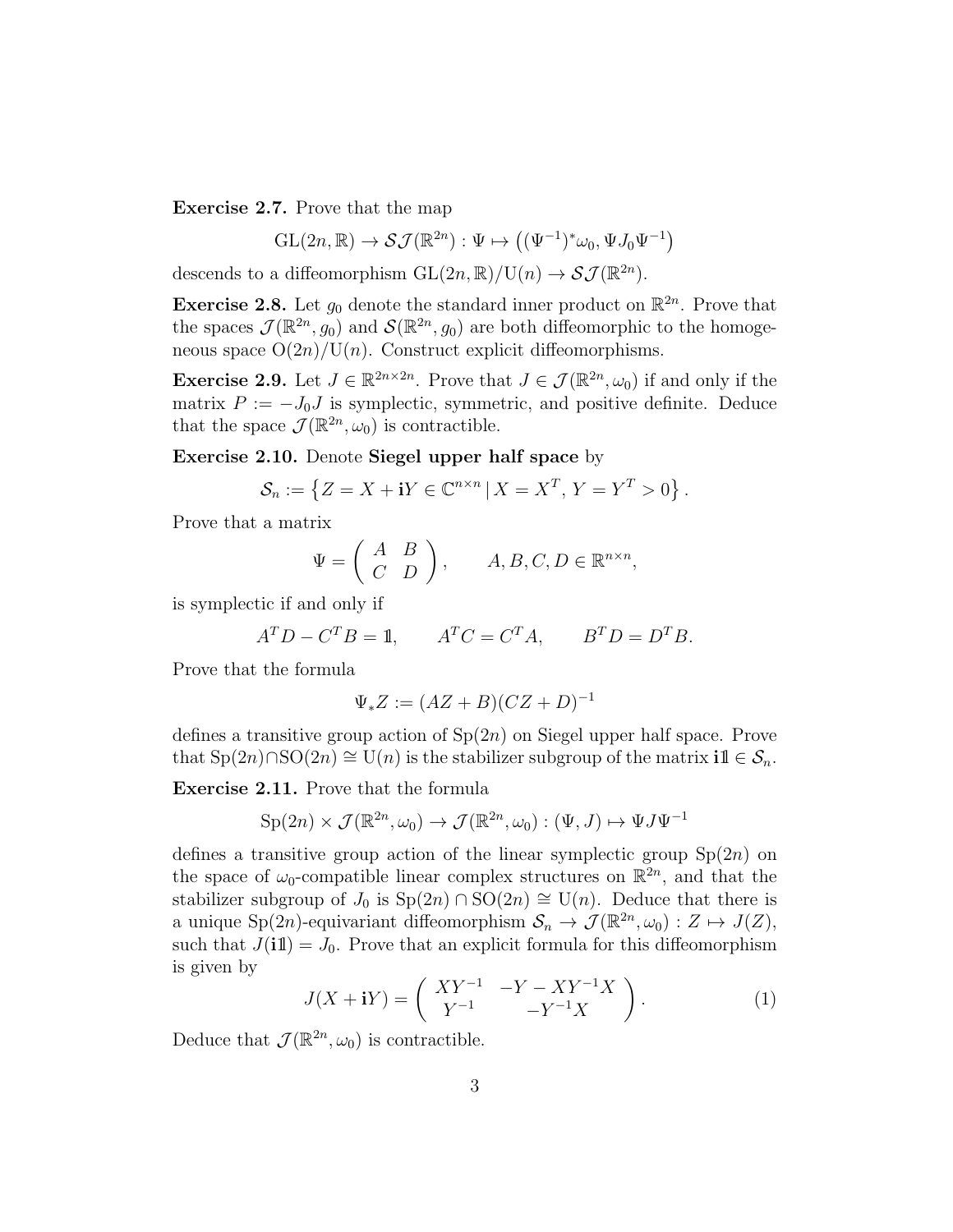**Exercise 2.7.** Prove that the map

$$\mathrm{GL}(2n,\mathbb{R}) \to \mathcal{SJ}(\mathbb{R}^{2n}) : \Psi \mapsto \left((\Psi^{-1})^*\omega_0, \Psi J_0 \Psi^{-1}\right)$$

descends to a diffeomorphism $\mathrm{GL}(2n,\mathbb{R})/\mathrm{U}(n) \to \mathcal{SJ}(\mathbb{R}^{2n})$.

**Exercise 2.8.** Let $g_0$ denote the standard inner product on $\mathbb{R}^{2n}$. Prove that the spaces $\mathcal{J}(\mathbb{R}^{2n}, g_0)$ and $\mathcal{S}(\mathbb{R}^{2n}, g_0)$ are both diffeomorphic to the homogeneous space $\mathrm{O}(2n)/\mathrm{U}(n)$. Construct explicit diffeomorphisms.

**Exercise 2.9.** Let $J \in \mathbb{R}^{2n\times 2n}$. Prove that $J \in \mathcal{J}(\mathbb{R}^{2n}, \omega_0)$ if and only if the matrix $P := -J_0 J$ is symplectic, symmetric, and positive definite. Deduce that the space $\mathcal{J}(\mathbb{R}^{2n}, \omega_0)$ is contractible.

**Exercise 2.10.** Denote **Siegel upper half space** by

$$\mathcal{S}_n := \left\{ Z = X + \mathbf{i}Y \in \mathbb{C}^{n\times n} \,|\, X = X^T,\, Y = Y^T > 0 \right\}.$$

Prove that a matrix

$$\Psi = \begin{pmatrix} A & B \\ C & D \end{pmatrix}, \qquad A, B, C, D \in \mathbb{R}^{n\times n},$$

is symplectic if and only if

$$A^T D - C^T B = \mathbb{1}, \qquad A^T C = C^T A, \qquad B^T D = D^T B.$$

Prove that the formula

$$\Psi_* Z := (AZ + B)(CZ + D)^{-1}$$

defines a transitive group action of $\mathrm{Sp}(2n)$ on Siegel upper half space. Prove that $\mathrm{Sp}(2n)\cap\mathrm{SO}(2n) \cong \mathrm{U}(n)$ is the stabilizer subgroup of the matrix $\mathbf{i}\mathbb{1} \in \mathcal{S}_n$.

**Exercise 2.11.** Prove that the formula

$$\mathrm{Sp}(2n) \times \mathcal{J}(\mathbb{R}^{2n}, \omega_0) \to \mathcal{J}(\mathbb{R}^{2n}, \omega_0) : (\Psi, J) \mapsto \Psi J \Psi^{-1}$$

defines a transitive group action of the linear symplectic group $\mathrm{Sp}(2n)$ on the space of $\omega_0$-compatible linear complex structures on $\mathbb{R}^{2n}$, and that the stabilizer subgroup of $J_0$ is $\mathrm{Sp}(2n) \cap \mathrm{SO}(2n) \cong \mathrm{U}(n)$. Deduce that there is a unique $\mathrm{Sp}(2n)$-equivariant diffeomorphism $\mathcal{S}_n \to \mathcal{J}(\mathbb{R}^{2n}, \omega_0) : Z \mapsto J(Z)$, such that $J(\mathbf{i}\mathbb{1}) = J_0$. Prove that an explicit formula for this diffeomorphism is given by

$$J(X + \mathbf{i}Y) = \begin{pmatrix} XY^{-1} & -Y - XY^{-1}X \\ Y^{-1} & -Y^{-1}X \end{pmatrix}. \tag{1}$$

Deduce that $\mathcal{J}(\mathbb{R}^{2n}, \omega_0)$ is contractible.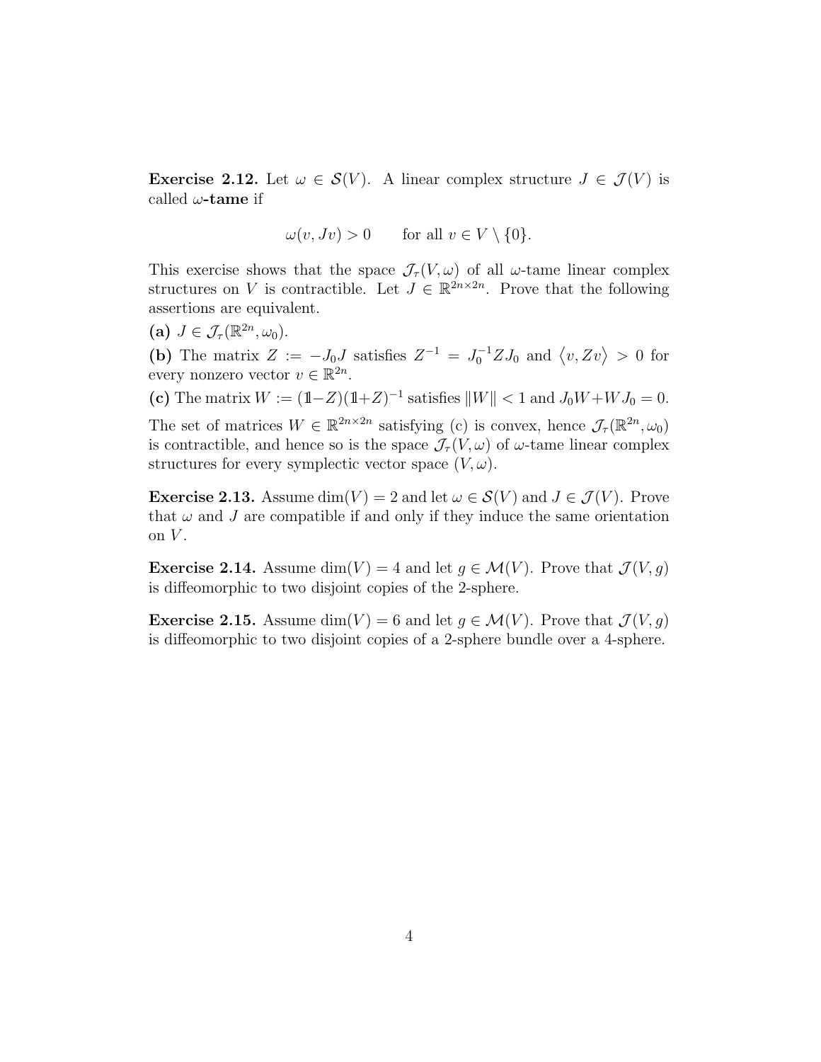**Exercise 2.12.** Let $\omega \in \mathcal{S}(V)$. A linear complex structure $J \in \mathcal{J}(V)$ is called **$\omega$-tame** if

$$\omega(v, Jv) > 0 \qquad \text{for all } v \in V \setminus \{0\}.$$

This exercise shows that the space $\mathcal{J}_\tau(V, \omega)$ of all $\omega$-tame linear complex structures on $V$ is contractible. Let $J \in \mathbb{R}^{2n \times 2n}$. Prove that the following assertions are equivalent.

**(a)** $J \in \mathcal{J}_\tau(\mathbb{R}^{2n}, \omega_0)$.

**(b)** The matrix $Z := -J_0 J$ satisfies $Z^{-1} = J_0^{-1} Z J_0$ and $\langle v, Zv \rangle > 0$ for every nonzero vector $v \in \mathbb{R}^{2n}$.

**(c)** The matrix $W := (\mathbb{1} - Z)(\mathbb{1} + Z)^{-1}$ satisfies $\|W\| < 1$ and $J_0 W + W J_0 = 0$.

The set of matrices $W \in \mathbb{R}^{2n \times 2n}$ satisfying (c) is convex, hence $\mathcal{J}_\tau(\mathbb{R}^{2n}, \omega_0)$ is contractible, and hence so is the space $\mathcal{J}_\tau(V, \omega)$ of $\omega$-tame linear complex structures for every symplectic vector space $(V, \omega)$.

**Exercise 2.13.** Assume $\dim(V) = 2$ and let $\omega \in \mathcal{S}(V)$ and $J \in \mathcal{J}(V)$. Prove that $\omega$ and $J$ are compatible if and only if they induce the same orientation on $V$.

**Exercise 2.14.** Assume $\dim(V) = 4$ and let $g \in \mathcal{M}(V)$. Prove that $\mathcal{J}(V, g)$ is diffeomorphic to two disjoint copies of the 2-sphere.

**Exercise 2.15.** Assume $\dim(V) = 6$ and let $g \in \mathcal{M}(V)$. Prove that $\mathcal{J}(V, g)$ is diffeomorphic to two disjoint copies of a 2-sphere bundle over a 4-sphere.